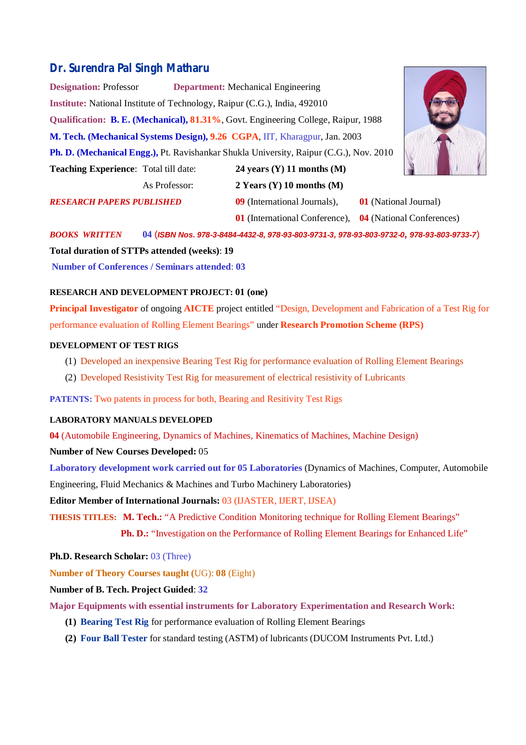## Dr. Surendra Pal Singh Matharu

**Designation:** Professor **Department:** Mechanical Engineering

**Institute:** National Institute of Technology, Raipur (C.G.), India, 492010

**Qualification:** **B. E. (Mechanical), 81.31%**, Govt. Engineering College, Raipur, 1988

**M. Tech. (Mechanical Systems Design), 9.26 CGPA**, IIT, Kharagpur, Jan. 2003

**Ph. D. (Mechanical Engg.),** Pt. Ravishankar Shukla University, Raipur (C.G.), Nov. 2010

**Teaching Experience**: Total till date: **24 years (Y) 11 months (M)**

As Professor: **2 Years (Y) 10 months (M)**

***RESEARCH PAPERS PUBLISHED*** **09** (International Journals), **01** (National Journal)

**01** (International Conference), **04** (National Conferences)

***BOOKS WRITTEN*** **04** (*ISBN Nos. 978-3-8484-4432-8, 978-93-803-9731-3, 978-93-803-9732-0, 978-93-803-9733-7*)

**Total duration of STTPs attended (weeks)**: **19**

**Number of Conferences / Seminars attended**: **03**

**RESEARCH AND DEVELOPMENT PROJECT: 01 (one)**

**Principal Investigator** of ongoing **AICTE** project entitled "Design, Development and Fabrication of a Test Rig for performance evaluation of Rolling Element Bearings" under **Research Promotion Scheme (RPS)**

**DEVELOPMENT OF TEST RIGS**

(1) Developed an inexpensive Bearing Test Rig for performance evaluation of Rolling Element Bearings
(2) Developed Resistivity Test Rig for measurement of electrical resistivity of Lubricants

**PATENTS:** Two patents in process for both, Bearing and Resitivity Test Rigs

**LABORATORY MANUALS DEVELOPED**

**04** (Automobile Engineering, Dynamics of Machines, Kinematics of Machines, Machine Design)

**Number of New Courses Developed:** 05

**Laboratory development work carried out for 05 Laboratories** (Dynamics of Machines, Computer, Automobile Engineering, Fluid Mechanics & Machines and Turbo Machinery Laboratories)

**Editor Member of International Journals:** 03 (IJASTER, IJERT, IJSEA)

**THESIS TITLES:** **M. Tech.:** "A Predictive Condition Monitoring technique for Rolling Element Bearings"

**Ph. D.:** "Investigation on the Performance of Rolling Element Bearings for Enhanced Life"

**Ph.D. Research Scholar:** 03 (Three)

**Number of Theory Courses taught (**UG): **08** (Eight)

**Number of B. Tech. Project Guided**: **32**

**Major Equipments with essential instruments for Laboratory Experimentation and Research Work:**

**(1)** **Bearing Test Rig** for performance evaluation of Rolling Element Bearings
**(2)** **Four Ball Tester** for standard testing (ASTM) of lubricants (DUCOM Instruments Pvt. Ltd.)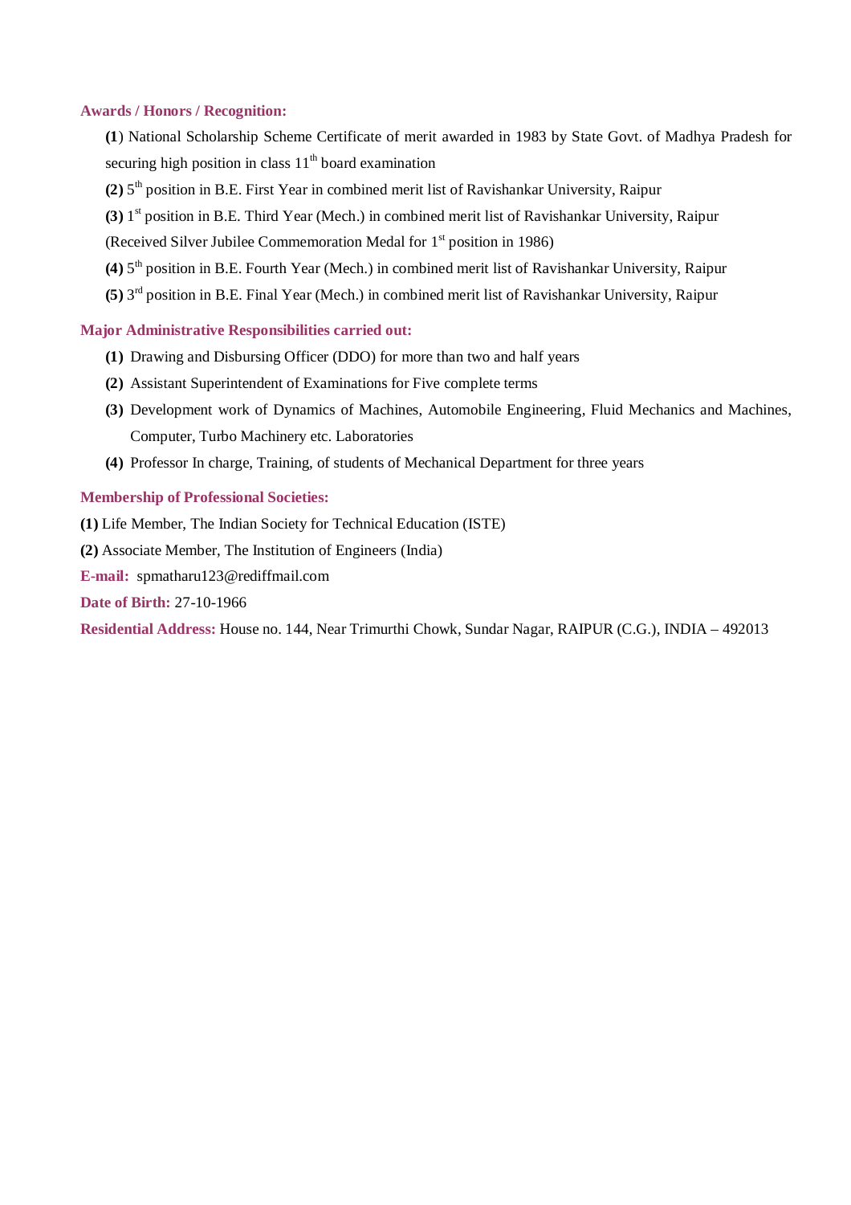### Awards / Honors / Recognition:

**(1**) National Scholarship Scheme Certificate of merit awarded in 1983 by State Govt. of Madhya Pradesh for securing high position in class 11th board examination

**(2)** 5th position in B.E. First Year in combined merit list of Ravishankar University, Raipur

**(3)** 1st position in B.E. Third Year (Mech.) in combined merit list of Ravishankar University, Raipur (Received Silver Jubilee Commemoration Medal for 1st position in 1986)

**(4)** 5th position in B.E. Fourth Year (Mech.) in combined merit list of Ravishankar University, Raipur

**(5)** 3rd position in B.E. Final Year (Mech.) in combined merit list of Ravishankar University, Raipur

### Major Administrative Responsibilities carried out:

**(1)** Drawing and Disbursing Officer (DDO) for more than two and half years

**(2)** Assistant Superintendent of Examinations for Five complete terms

**(3)** Development work of Dynamics of Machines, Automobile Engineering, Fluid Mechanics and Machines, Computer, Turbo Machinery etc. Laboratories

**(4)** Professor In charge, Training, of students of Mechanical Department for three years

### Membership of Professional Societies:

**(1)** Life Member, The Indian Society for Technical Education (ISTE)

**(2)** Associate Member, The Institution of Engineers (India)

**E-mail:** spmatharu123@rediffmail.com

**Date of Birth:** 27-10-1966

**Residential Address:** House no. 144, Near Trimurthi Chowk, Sundar Nagar, RAIPUR (C.G.), INDIA – 492013